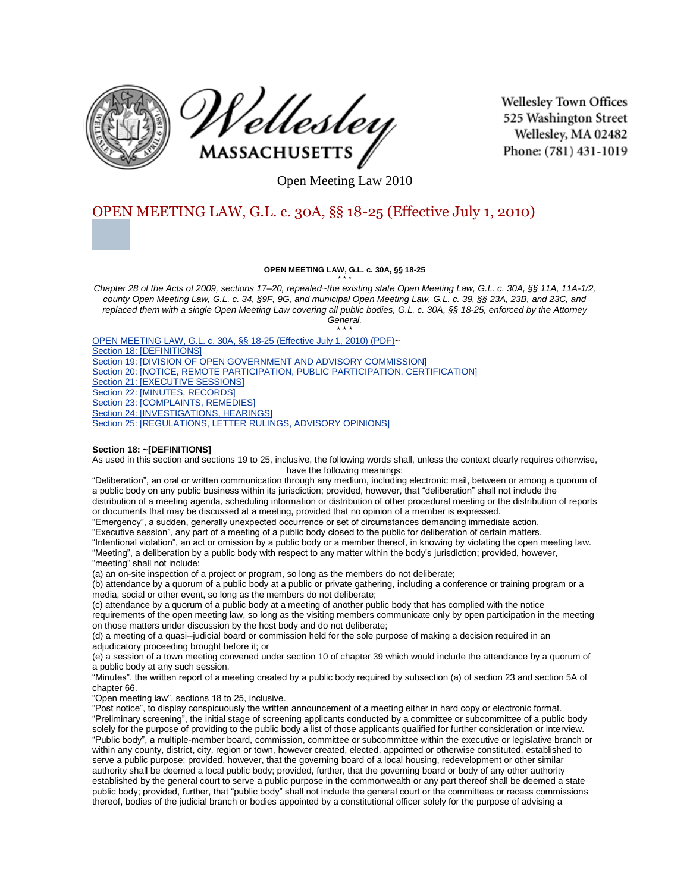Wellesley MASSACHUSETTS

Wellesley Town Offices
525 Washington Street
Wellesley, MA 02482
Phone: (781) 431-1019

Open Meeting Law 2010

# OPEN MEETING LAW, G.L. c. 30A, §§ 18-25 (Effective July 1, 2010)

**OPEN MEETING LAW, G.L. c. 30A, §§ 18-25**

\* \* \*

*Chapter 28 of the Acts of 2009, sections 17–20, repealed~the existing state Open Meeting Law, G.L. c. 30A, §§ 11A, 11A-1/2, county Open Meeting Law, G.L. c. 34, §9F, 9G, and municipal Open Meeting Law, G.L. c. 39, §§ 23A, 23B, and 23C, and replaced them with a single Open Meeting Law covering all public bodies, G.L. c. 30A, §§ 18-25, enforced by the Attorney General.*

\* \* \*

OPEN MEETING LAW, G.L. c. 30A, §§ 18-25 (Effective July 1, 2010) (PDF)~
Section 18: [DEFINITIONS]
Section 19: [DIVISION OF OPEN GOVERNMENT AND ADVISORY COMMISSION]
Section 20: [NOTICE, REMOTE PARTICIPATION, PUBLIC PARTICIPATION, CERTIFICATION]
Section 21: [EXECUTIVE SESSIONS]
Section 22: [MINUTES, RECORDS]
Section 23: [COMPLAINTS, REMEDIES]
Section 24: [INVESTIGATIONS, HEARINGS]
Section 25: [REGULATIONS, LETTER RULINGS, ADVISORY OPINIONS]

**Section 18: ~[DEFINITIONS]**

As used in this section and sections 19 to 25, inclusive, the following words shall, unless the context clearly requires otherwise, have the following meanings:

"Deliberation", an oral or written communication through any medium, including electronic mail, between or among a quorum of a public body on any public business within its jurisdiction; provided, however, that "deliberation" shall not include the distribution of a meeting agenda, scheduling information or distribution of other procedural meeting or the distribution of reports or documents that may be discussed at a meeting, provided that no opinion of a member is expressed.

"Emergency", a sudden, generally unexpected occurrence or set of circumstances demanding immediate action.

"Executive session", any part of a meeting of a public body closed to the public for deliberation of certain matters.

"Intentional violation", an act or omission by a public body or a member thereof, in knowing by violating the open meeting law.

"Meeting", a deliberation by a public body with respect to any matter within the body's jurisdiction; provided, however, "meeting" shall not include:

(a) an on-site inspection of a project or program, so long as the members do not deliberate;

(b) attendance by a quorum of a public body at a public or private gathering, including a conference or training program or a media, social or other event, so long as the members do not deliberate;

(c) attendance by a quorum of a public body at a meeting of another public body that has complied with the notice requirements of the open meeting law, so long as the visiting members communicate only by open participation in the meeting on those matters under discussion by the host body and do not deliberate;

(d) a meeting of a quasi--judicial board or commission held for the sole purpose of making a decision required in an adjudicatory proceeding brought before it; or

(e) a session of a town meeting convened under section 10 of chapter 39 which would include the attendance by a quorum of a public body at any such session.

"Minutes", the written report of a meeting created by a public body required by subsection (a) of section 23 and section 5A of chapter 66.

"Open meeting law", sections 18 to 25, inclusive.

"Post notice", to display conspicuously the written announcement of a meeting either in hard copy or electronic format.

"Preliminary screening", the initial stage of screening applicants conducted by a committee or subcommittee of a public body solely for the purpose of providing to the public body a list of those applicants qualified for further consideration or interview.

"Public body", a multiple-member board, commission, committee or subcommittee within the executive or legislative branch or within any county, district, city, region or town, however created, elected, appointed or otherwise constituted, established to serve a public purpose; provided, however, that the governing board of a local housing, redevelopment or other similar authority shall be deemed a local public body; provided, further, that the governing board or body of any other authority established by the general court to serve a public purpose in the commonwealth or any part thereof shall be deemed a state public body; provided, further, that "public body" shall not include the general court or the committees or recess commissions thereof, bodies of the judicial branch or bodies appointed by a constitutional officer solely for the purpose of advising a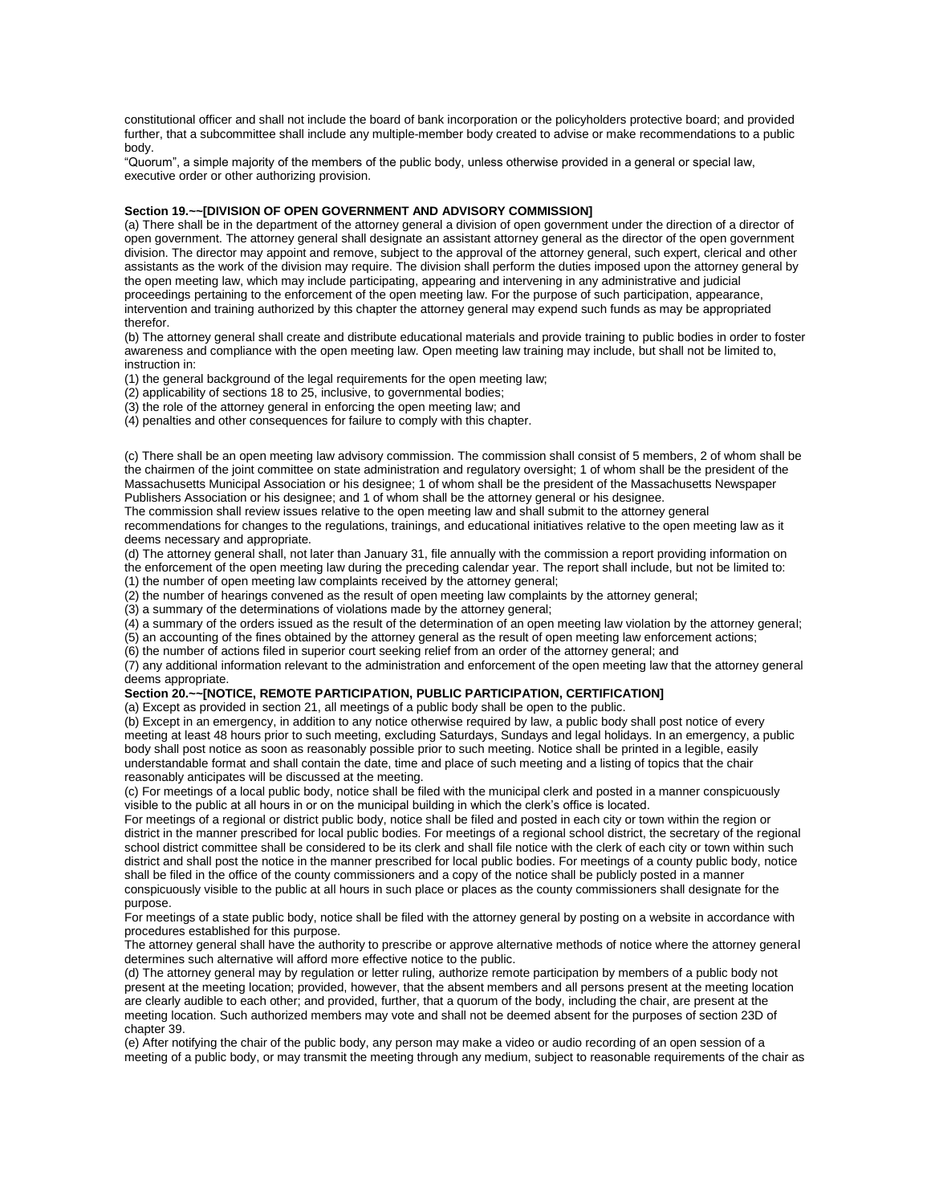constitutional officer and shall not include the board of bank incorporation or the policyholders protective board; and provided further, that a subcommittee shall include any multiple-member body created to advise or make recommendations to a public body.

"Quorum", a simple majority of the members of the public body, unless otherwise provided in a general or special law, executive order or other authorizing provision.

**Section 19.~~[DIVISION OF OPEN GOVERNMENT AND ADVISORY COMMISSION]**

(a) There shall be in the department of the attorney general a division of open government under the direction of a director of open government. The attorney general shall designate an assistant attorney general as the director of the open government division. The director may appoint and remove, subject to the approval of the attorney general, such expert, clerical and other assistants as the work of the division may require. The division shall perform the duties imposed upon the attorney general by the open meeting law, which may include participating, appearing and intervening in any administrative and judicial proceedings pertaining to the enforcement of the open meeting law. For the purpose of such participation, appearance, intervention and training authorized by this chapter the attorney general may expend such funds as may be appropriated therefor.

(b) The attorney general shall create and distribute educational materials and provide training to public bodies in order to foster awareness and compliance with the open meeting law. Open meeting law training may include, but shall not be limited to, instruction in:

(1) the general background of the legal requirements for the open meeting law;

(2) applicability of sections 18 to 25, inclusive, to governmental bodies;

(3) the role of the attorney general in enforcing the open meeting law; and

(4) penalties and other consequences for failure to comply with this chapter.

(c) There shall be an open meeting law advisory commission. The commission shall consist of 5 members, 2 of whom shall be the chairmen of the joint committee on state administration and regulatory oversight; 1 of whom shall be the president of the Massachusetts Municipal Association or his designee; 1 of whom shall be the president of the Massachusetts Newspaper Publishers Association or his designee; and 1 of whom shall be the attorney general or his designee.

The commission shall review issues relative to the open meeting law and shall submit to the attorney general recommendations for changes to the regulations, trainings, and educational initiatives relative to the open meeting law as it deems necessary and appropriate.

(d) The attorney general shall, not later than January 31, file annually with the commission a report providing information on the enforcement of the open meeting law during the preceding calendar year. The report shall include, but not be limited to:

(1) the number of open meeting law complaints received by the attorney general;

(2) the number of hearings convened as the result of open meeting law complaints by the attorney general;

(3) a summary of the determinations of violations made by the attorney general;

(4) a summary of the orders issued as the result of the determination of an open meeting law violation by the attorney general;

(5) an accounting of the fines obtained by the attorney general as the result of open meeting law enforcement actions;

(6) the number of actions filed in superior court seeking relief from an order of the attorney general; and

(7) any additional information relevant to the administration and enforcement of the open meeting law that the attorney general deems appropriate.

**Section 20.~~[NOTICE, REMOTE PARTICIPATION, PUBLIC PARTICIPATION, CERTIFICATION]**

(a) Except as provided in section 21, all meetings of a public body shall be open to the public.

(b) Except in an emergency, in addition to any notice otherwise required by law, a public body shall post notice of every meeting at least 48 hours prior to such meeting, excluding Saturdays, Sundays and legal holidays. In an emergency, a public body shall post notice as soon as reasonably possible prior to such meeting. Notice shall be printed in a legible, easily understandable format and shall contain the date, time and place of such meeting and a listing of topics that the chair reasonably anticipates will be discussed at the meeting.

(c) For meetings of a local public body, notice shall be filed with the municipal clerk and posted in a manner conspicuously visible to the public at all hours in or on the municipal building in which the clerk's office is located.

For meetings of a regional or district public body, notice shall be filed and posted in each city or town within the region or district in the manner prescribed for local public bodies. For meetings of a regional school district, the secretary of the regional school district committee shall be considered to be its clerk and shall file notice with the clerk of each city or town within such district and shall post the notice in the manner prescribed for local public bodies. For meetings of a county public body, notice shall be filed in the office of the county commissioners and a copy of the notice shall be publicly posted in a manner conspicuously visible to the public at all hours in such place or places as the county commissioners shall designate for the purpose.

For meetings of a state public body, notice shall be filed with the attorney general by posting on a website in accordance with procedures established for this purpose.

The attorney general shall have the authority to prescribe or approve alternative methods of notice where the attorney general determines such alternative will afford more effective notice to the public.

(d) The attorney general may by regulation or letter ruling, authorize remote participation by members of a public body not present at the meeting location; provided, however, that the absent members and all persons present at the meeting location are clearly audible to each other; and provided, further, that a quorum of the body, including the chair, are present at the meeting location. Such authorized members may vote and shall not be deemed absent for the purposes of section 23D of chapter 39.

(e) After notifying the chair of the public body, any person may make a video or audio recording of an open session of a meeting of a public body, or may transmit the meeting through any medium, subject to reasonable requirements of the chair as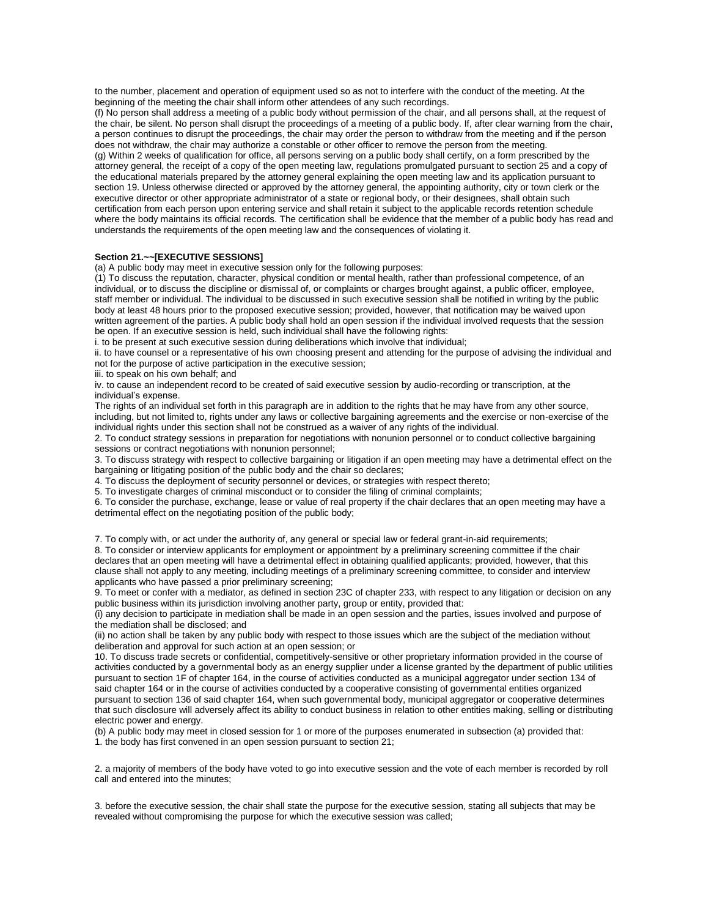to the number, placement and operation of equipment used so as not to interfere with the conduct of the meeting. At the beginning of the meeting the chair shall inform other attendees of any such recordings.

(f) No person shall address a meeting of a public body without permission of the chair, and all persons shall, at the request of the chair, be silent. No person shall disrupt the proceedings of a meeting of a public body. If, after clear warning from the chair, a person continues to disrupt the proceedings, the chair may order the person to withdraw from the meeting and if the person does not withdraw, the chair may authorize a constable or other officer to remove the person from the meeting.

(g) Within 2 weeks of qualification for office, all persons serving on a public body shall certify, on a form prescribed by the attorney general, the receipt of a copy of the open meeting law, regulations promulgated pursuant to section 25 and a copy of the educational materials prepared by the attorney general explaining the open meeting law and its application pursuant to section 19. Unless otherwise directed or approved by the attorney general, the appointing authority, city or town clerk or the executive director or other appropriate administrator of a state or regional body, or their designees, shall obtain such certification from each person upon entering service and shall retain it subject to the applicable records retention schedule where the body maintains its official records. The certification shall be evidence that the member of a public body has read and understands the requirements of the open meeting law and the consequences of violating it.

**Section 21.~~[EXECUTIVE SESSIONS]**

(a) A public body may meet in executive session only for the following purposes:

(1) To discuss the reputation, character, physical condition or mental health, rather than professional competence, of an individual, or to discuss the discipline or dismissal of, or complaints or charges brought against, a public officer, employee, staff member or individual. The individual to be discussed in such executive session shall be notified in writing by the public body at least 48 hours prior to the proposed executive session; provided, however, that notification may be waived upon written agreement of the parties. A public body shall hold an open session if the individual involved requests that the session be open. If an executive session is held, such individual shall have the following rights:

i. to be present at such executive session during deliberations which involve that individual;

ii. to have counsel or a representative of his own choosing present and attending for the purpose of advising the individual and not for the purpose of active participation in the executive session;

iii. to speak on his own behalf; and

iv. to cause an independent record to be created of said executive session by audio-recording or transcription, at the individual's expense.

The rights of an individual set forth in this paragraph are in addition to the rights that he may have from any other source, including, but not limited to, rights under any laws or collective bargaining agreements and the exercise or non-exercise of the individual rights under this section shall not be construed as a waiver of any rights of the individual.

2. To conduct strategy sessions in preparation for negotiations with nonunion personnel or to conduct collective bargaining sessions or contract negotiations with nonunion personnel;

3. To discuss strategy with respect to collective bargaining or litigation if an open meeting may have a detrimental effect on the bargaining or litigating position of the public body and the chair so declares;

4. To discuss the deployment of security personnel or devices, or strategies with respect thereto;

5. To investigate charges of criminal misconduct or to consider the filing of criminal complaints;

6. To consider the purchase, exchange, lease or value of real property if the chair declares that an open meeting may have a detrimental effect on the negotiating position of the public body;

7. To comply with, or act under the authority of, any general or special law or federal grant-in-aid requirements;

8. To consider or interview applicants for employment or appointment by a preliminary screening committee if the chair declares that an open meeting will have a detrimental effect in obtaining qualified applicants; provided, however, that this clause shall not apply to any meeting, including meetings of a preliminary screening committee, to consider and interview applicants who have passed a prior preliminary screening;

9. To meet or confer with a mediator, as defined in section 23C of chapter 233, with respect to any litigation or decision on any public business within its jurisdiction involving another party, group or entity, provided that:

(i) any decision to participate in mediation shall be made in an open session and the parties, issues involved and purpose of the mediation shall be disclosed; and

(ii) no action shall be taken by any public body with respect to those issues which are the subject of the mediation without deliberation and approval for such action at an open session; or

10. To discuss trade secrets or confidential, competitively-sensitive or other proprietary information provided in the course of activities conducted by a governmental body as an energy supplier under a license granted by the department of public utilities pursuant to section 1F of chapter 164, in the course of activities conducted as a municipal aggregator under section 134 of said chapter 164 or in the course of activities conducted by a cooperative consisting of governmental entities organized pursuant to section 136 of said chapter 164, when such governmental body, municipal aggregator or cooperative determines that such disclosure will adversely affect its ability to conduct business in relation to other entities making, selling or distributing electric power and energy.

(b) A public body may meet in closed session for 1 or more of the purposes enumerated in subsection (a) provided that:

1. the body has first convened in an open session pursuant to section 21;

2. a majority of members of the body have voted to go into executive session and the vote of each member is recorded by roll call and entered into the minutes;

3. before the executive session, the chair shall state the purpose for the executive session, stating all subjects that may be revealed without compromising the purpose for which the executive session was called;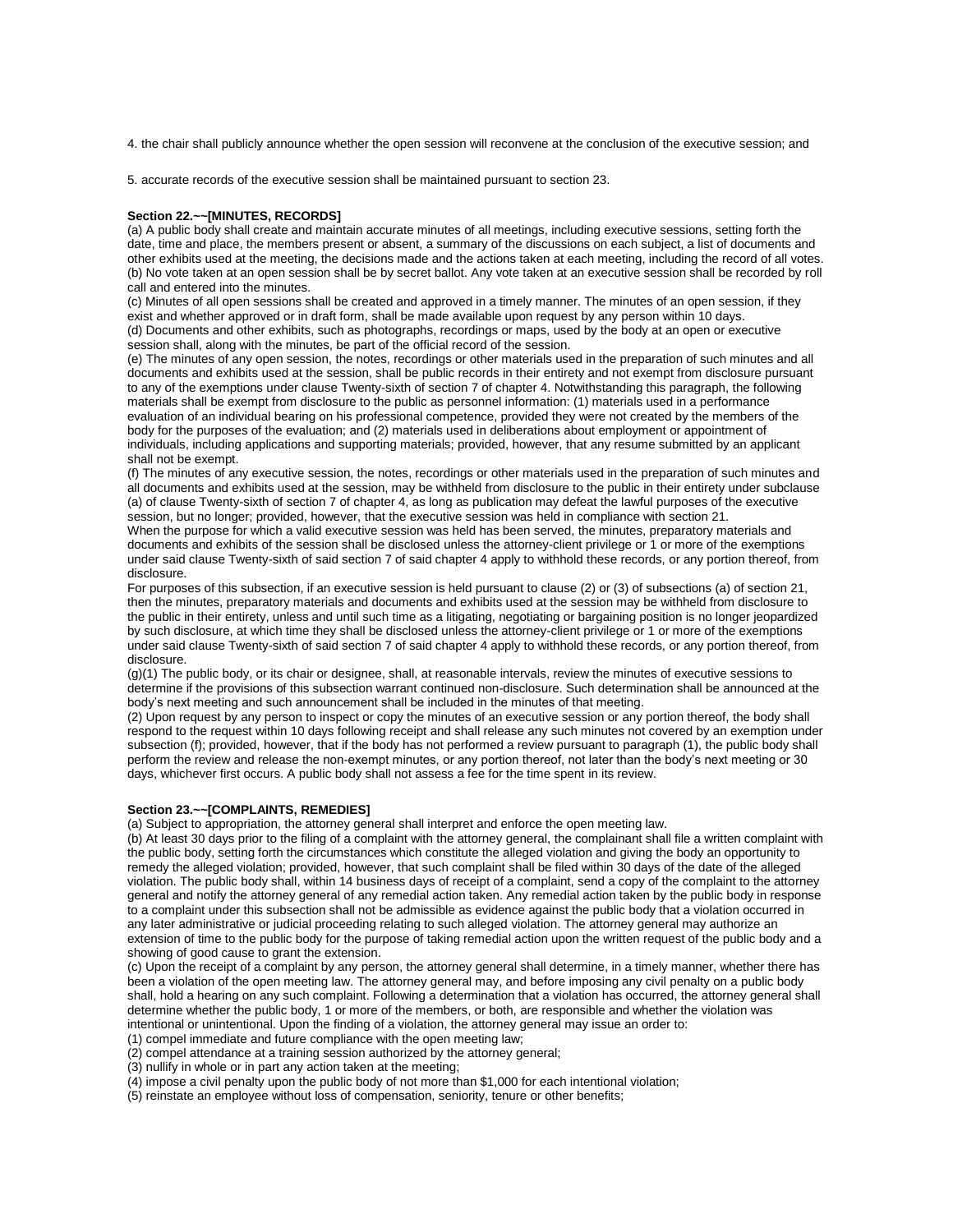4. the chair shall publicly announce whether the open session will reconvene at the conclusion of the executive session; and

5. accurate records of the executive session shall be maintained pursuant to section 23.

**Section 22.~~[MINUTES, RECORDS]**

(a) A public body shall create and maintain accurate minutes of all meetings, including executive sessions, setting forth the date, time and place, the members present or absent, a summary of the discussions on each subject, a list of documents and other exhibits used at the meeting, the decisions made and the actions taken at each meeting, including the record of all votes.

(b) No vote taken at an open session shall be by secret ballot. Any vote taken at an executive session shall be recorded by roll call and entered into the minutes.

(c) Minutes of all open sessions shall be created and approved in a timely manner. The minutes of an open session, if they exist and whether approved or in draft form, shall be made available upon request by any person within 10 days.

(d) Documents and other exhibits, such as photographs, recordings or maps, used by the body at an open or executive session shall, along with the minutes, be part of the official record of the session.

(e) The minutes of any open session, the notes, recordings or other materials used in the preparation of such minutes and all documents and exhibits used at the session, shall be public records in their entirety and not exempt from disclosure pursuant to any of the exemptions under clause Twenty-sixth of section 7 of chapter 4. Notwithstanding this paragraph, the following materials shall be exempt from disclosure to the public as personnel information: (1) materials used in a performance evaluation of an individual bearing on his professional competence, provided they were not created by the members of the body for the purposes of the evaluation; and (2) materials used in deliberations about employment or appointment of individuals, including applications and supporting materials; provided, however, that any resume submitted by an applicant shall not be exempt.

(f) The minutes of any executive session, the notes, recordings or other materials used in the preparation of such minutes and all documents and exhibits used at the session, may be withheld from disclosure to the public in their entirety under subclause (a) of clause Twenty-sixth of section 7 of chapter 4, as long as publication may defeat the lawful purposes of the executive session, but no longer; provided, however, that the executive session was held in compliance with section 21.

When the purpose for which a valid executive session was held has been served, the minutes, preparatory materials and documents and exhibits of the session shall be disclosed unless the attorney-client privilege or 1 or more of the exemptions under said clause Twenty-sixth of said section 7 of said chapter 4 apply to withhold these records, or any portion thereof, from disclosure.

For purposes of this subsection, if an executive session is held pursuant to clause (2) or (3) of subsections (a) of section 21, then the minutes, preparatory materials and documents and exhibits used at the session may be withheld from disclosure to the public in their entirety, unless and until such time as a litigating, negotiating or bargaining position is no longer jeopardized by such disclosure, at which time they shall be disclosed unless the attorney-client privilege or 1 or more of the exemptions under said clause Twenty-sixth of said section 7 of said chapter 4 apply to withhold these records, or any portion thereof, from disclosure.

(g)(1) The public body, or its chair or designee, shall, at reasonable intervals, review the minutes of executive sessions to determine if the provisions of this subsection warrant continued non-disclosure. Such determination shall be announced at the body's next meeting and such announcement shall be included in the minutes of that meeting.

(2) Upon request by any person to inspect or copy the minutes of an executive session or any portion thereof, the body shall respond to the request within 10 days following receipt and shall release any such minutes not covered by an exemption under subsection (f); provided, however, that if the body has not performed a review pursuant to paragraph (1), the public body shall perform the review and release the non-exempt minutes, or any portion thereof, not later than the body's next meeting or 30 days, whichever first occurs. A public body shall not assess a fee for the time spent in its review.

**Section 23.~~[COMPLAINTS, REMEDIES]**

(a) Subject to appropriation, the attorney general shall interpret and enforce the open meeting law.

(b) At least 30 days prior to the filing of a complaint with the attorney general, the complainant shall file a written complaint with the public body, setting forth the circumstances which constitute the alleged violation and giving the body an opportunity to remedy the alleged violation; provided, however, that such complaint shall be filed within 30 days of the date of the alleged violation. The public body shall, within 14 business days of receipt of a complaint, send a copy of the complaint to the attorney general and notify the attorney general of any remedial action taken. Any remedial action taken by the public body in response to a complaint under this subsection shall not be admissible as evidence against the public body that a violation occurred in any later administrative or judicial proceeding relating to such alleged violation. The attorney general may authorize an extension of time to the public body for the purpose of taking remedial action upon the written request of the public body and a showing of good cause to grant the extension.

(c) Upon the receipt of a complaint by any person, the attorney general shall determine, in a timely manner, whether there has been a violation of the open meeting law. The attorney general may, and before imposing any civil penalty on a public body shall, hold a hearing on any such complaint. Following a determination that a violation has occurred, the attorney general shall determine whether the public body, 1 or more of the members, or both, are responsible and whether the violation was intentional or unintentional. Upon the finding of a violation, the attorney general may issue an order to:

(1) compel immediate and future compliance with the open meeting law;

(2) compel attendance at a training session authorized by the attorney general;

(3) nullify in whole or in part any action taken at the meeting;

(4) impose a civil penalty upon the public body of not more than $1,000 for each intentional violation;

(5) reinstate an employee without loss of compensation, seniority, tenure or other benefits;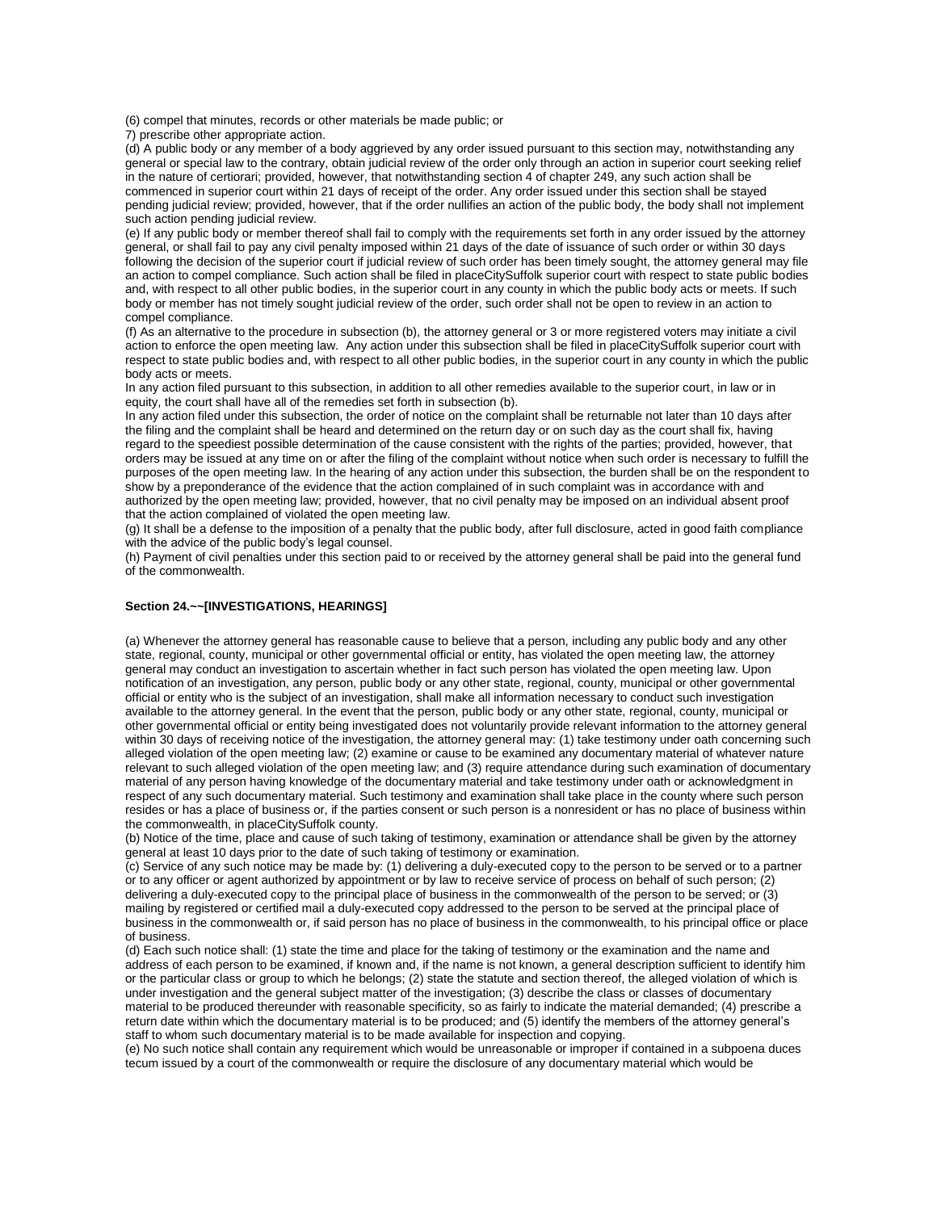(6) compel that minutes, records or other materials be made public; or

7) prescribe other appropriate action.

(d) A public body or any member of a body aggrieved by any order issued pursuant to this section may, notwithstanding any general or special law to the contrary, obtain judicial review of the order only through an action in superior court seeking relief in the nature of certiorari; provided, however, that notwithstanding section 4 of chapter 249, any such action shall be commenced in superior court within 21 days of receipt of the order. Any order issued under this section shall be stayed pending judicial review; provided, however, that if the order nullifies an action of the public body, the body shall not implement such action pending judicial review.

(e) If any public body or member thereof shall fail to comply with the requirements set forth in any order issued by the attorney general, or shall fail to pay any civil penalty imposed within 21 days of the date of issuance of such order or within 30 days following the decision of the superior court if judicial review of such order has been timely sought, the attorney general may file an action to compel compliance. Such action shall be filed in placeCitySuffolk superior court with respect to state public bodies and, with respect to all other public bodies, in the superior court in any county in which the public body acts or meets. If such body or member has not timely sought judicial review of the order, such order shall not be open to review in an action to compel compliance.

(f) As an alternative to the procedure in subsection (b), the attorney general or 3 or more registered voters may initiate a civil action to enforce the open meeting law. Any action under this subsection shall be filed in placeCitySuffolk superior court with respect to state public bodies and, with respect to all other public bodies, in the superior court in any county in which the public body acts or meets.

In any action filed pursuant to this subsection, in addition to all other remedies available to the superior court, in law or in equity, the court shall have all of the remedies set forth in subsection (b).

In any action filed under this subsection, the order of notice on the complaint shall be returnable not later than 10 days after the filing and the complaint shall be heard and determined on the return day or on such day as the court shall fix, having regard to the speediest possible determination of the cause consistent with the rights of the parties; provided, however, that orders may be issued at any time on or after the filing of the complaint without notice when such order is necessary to fulfill the purposes of the open meeting law. In the hearing of any action under this subsection, the burden shall be on the respondent to show by a preponderance of the evidence that the action complained of in such complaint was in accordance with and authorized by the open meeting law; provided, however, that no civil penalty may be imposed on an individual absent proof that the action complained of violated the open meeting law.

(g) It shall be a defense to the imposition of a penalty that the public body, after full disclosure, acted in good faith compliance with the advice of the public body's legal counsel.

(h) Payment of civil penalties under this section paid to or received by the attorney general shall be paid into the general fund of the commonwealth.

**Section 24.~~[INVESTIGATIONS, HEARINGS]**

(a) Whenever the attorney general has reasonable cause to believe that a person, including any public body and any other state, regional, county, municipal or other governmental official or entity, has violated the open meeting law, the attorney general may conduct an investigation to ascertain whether in fact such person has violated the open meeting law. Upon notification of an investigation, any person, public body or any other state, regional, county, municipal or other governmental official or entity who is the subject of an investigation, shall make all information necessary to conduct such investigation available to the attorney general. In the event that the person, public body or any other state, regional, county, municipal or other governmental official or entity being investigated does not voluntarily provide relevant information to the attorney general within 30 days of receiving notice of the investigation, the attorney general may: (1) take testimony under oath concerning such alleged violation of the open meeting law; (2) examine or cause to be examined any documentary material of whatever nature relevant to such alleged violation of the open meeting law; and (3) require attendance during such examination of documentary material of any person having knowledge of the documentary material and take testimony under oath or acknowledgment in respect of any such documentary material. Such testimony and examination shall take place in the county where such person resides or has a place of business or, if the parties consent or such person is a nonresident or has no place of business within the commonwealth, in placeCitySuffolk county.

(b) Notice of the time, place and cause of such taking of testimony, examination or attendance shall be given by the attorney general at least 10 days prior to the date of such taking of testimony or examination.

(c) Service of any such notice may be made by: (1) delivering a duly-executed copy to the person to be served or to a partner or to any officer or agent authorized by appointment or by law to receive service of process on behalf of such person; (2) delivering a duly-executed copy to the principal place of business in the commonwealth of the person to be served; or (3) mailing by registered or certified mail a duly-executed copy addressed to the person to be served at the principal place of business in the commonwealth or, if said person has no place of business in the commonwealth, to his principal office or place of business.

(d) Each such notice shall: (1) state the time and place for the taking of testimony or the examination and the name and address of each person to be examined, if known and, if the name is not known, a general description sufficient to identify him or the particular class or group to which he belongs; (2) state the statute and section thereof, the alleged violation of which is under investigation and the general subject matter of the investigation; (3) describe the class or classes of documentary material to be produced thereunder with reasonable specificity, so as fairly to indicate the material demanded; (4) prescribe a return date within which the documentary material is to be produced; and (5) identify the members of the attorney general's staff to whom such documentary material is to be made available for inspection and copying.

(e) No such notice shall contain any requirement which would be unreasonable or improper if contained in a subpoena duces tecum issued by a court of the commonwealth or require the disclosure of any documentary material which would be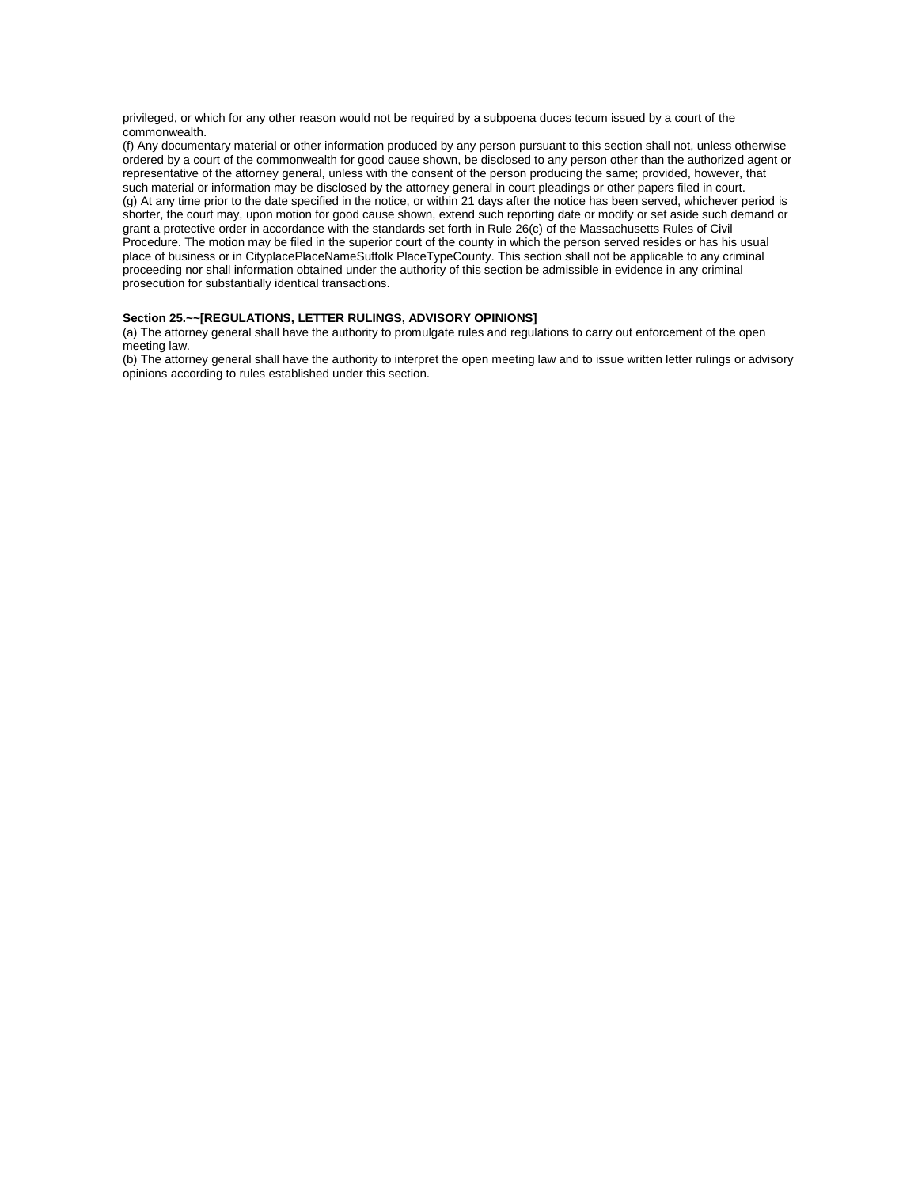privileged, or which for any other reason would not be required by a subpoena duces tecum issued by a court of the commonwealth.

(f) Any documentary material or other information produced by any person pursuant to this section shall not, unless otherwise ordered by a court of the commonwealth for good cause shown, be disclosed to any person other than the authorized agent or representative of the attorney general, unless with the consent of the person producing the same; provided, however, that such material or information may be disclosed by the attorney general in court pleadings or other papers filed in court.

(g) At any time prior to the date specified in the notice, or within 21 days after the notice has been served, whichever period is shorter, the court may, upon motion for good cause shown, extend such reporting date or modify or set aside such demand or grant a protective order in accordance with the standards set forth in Rule 26(c) of the Massachusetts Rules of Civil Procedure. The motion may be filed in the superior court of the county in which the person served resides or has his usual place of business or in CityplacePlaceNameSuffolk PlaceTypeCounty. This section shall not be applicable to any criminal proceeding nor shall information obtained under the authority of this section be admissible in evidence in any criminal prosecution for substantially identical transactions.

**Section 25.~~[REGULATIONS, LETTER RULINGS, ADVISORY OPINIONS]**

(a) The attorney general shall have the authority to promulgate rules and regulations to carry out enforcement of the open meeting law.

(b) The attorney general shall have the authority to interpret the open meeting law and to issue written letter rulings or advisory opinions according to rules established under this section.